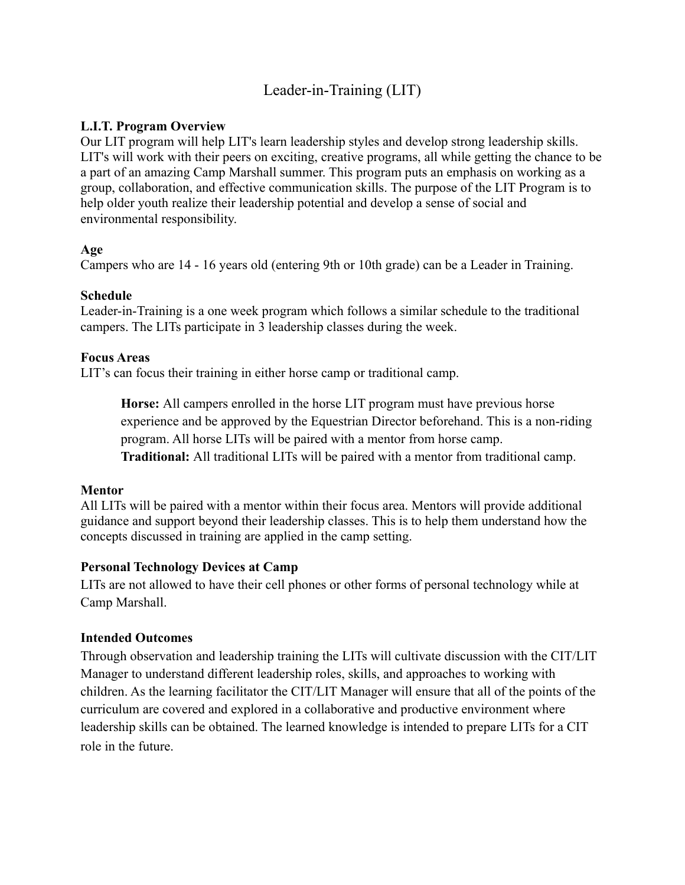# Leader-in-Training (LIT)

**L.I.T. Program Overview**
Our LIT program will help LIT's learn leadership styles and develop strong leadership skills. LIT's will work with their peers on exciting, creative programs, all while getting the chance to be a part of an amazing Camp Marshall summer. This program puts an emphasis on working as a group, collaboration, and effective communication skills. The purpose of the LIT Program is to help older youth realize their leadership potential and develop a sense of social and environmental responsibility.

**Age**
Campers who are 14 - 16 years old (entering 9th or 10th grade) can be a Leader in Training.

**Schedule**
Leader-in-Training is a one week program which follows a similar schedule to the traditional campers. The LITs participate in 3 leadership classes during the week.

**Focus Areas**
LIT's can focus their training in either horse camp or traditional camp.

> **Horse:** All campers enrolled in the horse LIT program must have previous horse experience and be approved by the Equestrian Director beforehand. This is a non-riding program. All horse LITs will be paired with a mentor from horse camp.
> **Traditional:** All traditional LITs will be paired with a mentor from traditional camp.

**Mentor**
All LITs will be paired with a mentor within their focus area. Mentors will provide additional guidance and support beyond their leadership classes. This is to help them understand how the concepts discussed in training are applied in the camp setting.

**Personal Technology Devices at Camp**
LITs are not allowed to have their cell phones or other forms of personal technology while at Camp Marshall.

**Intended Outcomes**
Through observation and leadership training the LITs will cultivate discussion with the CIT/LIT Manager to understand different leadership roles, skills, and approaches to working with children. As the learning facilitator the CIT/LIT Manager will ensure that all of the points of the curriculum are covered and explored in a collaborative and productive environment where leadership skills can be obtained. The learned knowledge is intended to prepare LITs for a CIT role in the future.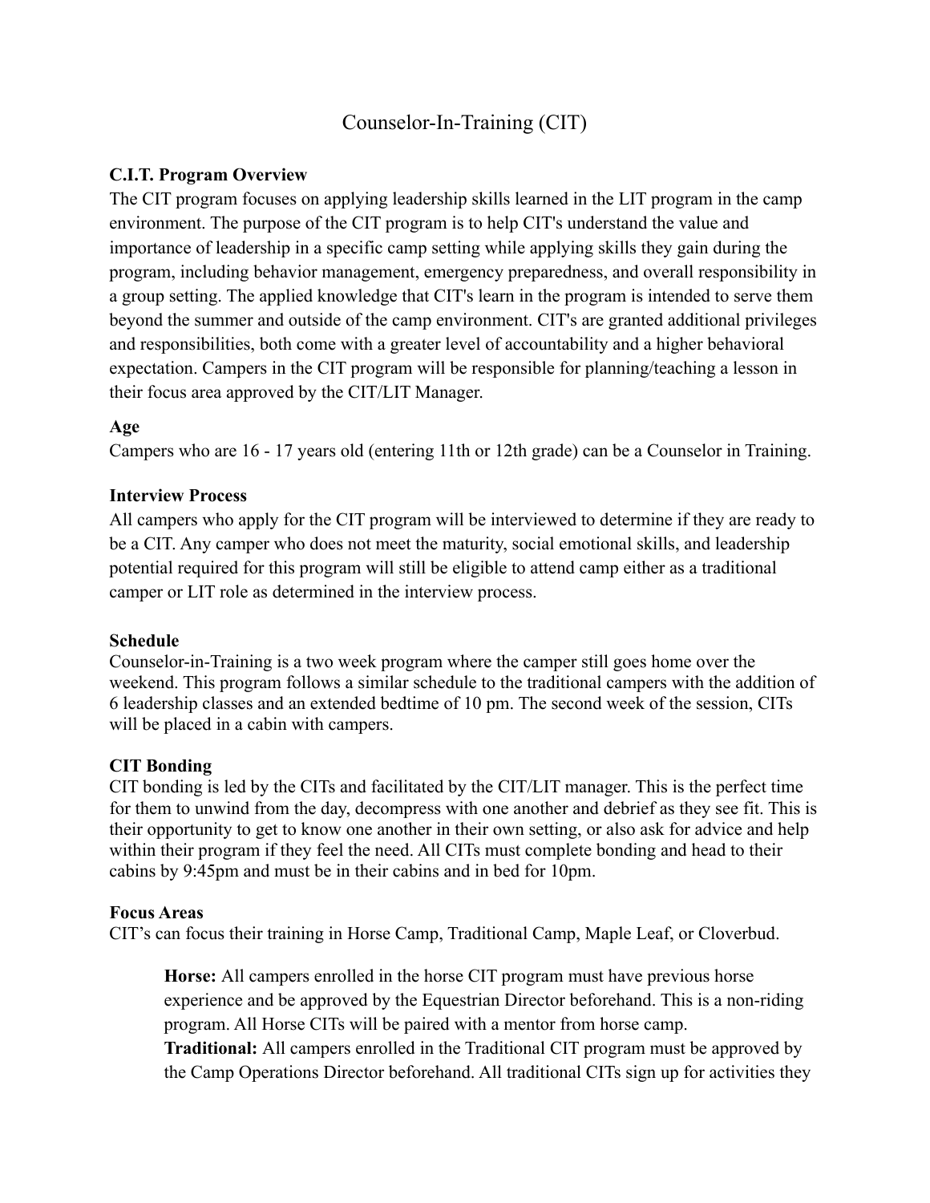# Counselor-In-Training (CIT)

**C.I.T. Program Overview**

The CIT program focuses on applying leadership skills learned in the LIT program in the camp environment. The purpose of the CIT program is to help CIT's understand the value and importance of leadership in a specific camp setting while applying skills they gain during the program, including behavior management, emergency preparedness, and overall responsibility in a group setting. The applied knowledge that CIT's learn in the program is intended to serve them beyond the summer and outside of the camp environment. CIT's are granted additional privileges and responsibilities, both come with a greater level of accountability and a higher behavioral expectation. Campers in the CIT program will be responsible for planning/teaching a lesson in their focus area approved by the CIT/LIT Manager.

**Age**

Campers who are 16 - 17 years old (entering 11th or 12th grade) can be a Counselor in Training.

**Interview Process**

All campers who apply for the CIT program will be interviewed to determine if they are ready to be a CIT. Any camper who does not meet the maturity, social emotional skills, and leadership potential required for this program will still be eligible to attend camp either as a traditional camper or LIT role as determined in the interview process.

**Schedule**

Counselor-in-Training is a two week program where the camper still goes home over the weekend. This program follows a similar schedule to the traditional campers with the addition of 6 leadership classes and an extended bedtime of 10 pm. The second week of the session, CITs will be placed in a cabin with campers.

**CIT Bonding**

CIT bonding is led by the CITs and facilitated by the CIT/LIT manager. This is the perfect time for them to unwind from the day, decompress with one another and debrief as they see fit. This is their opportunity to get to know one another in their own setting, or also ask for advice and help within their program if they feel the need. All CITs must complete bonding and head to their cabins by 9:45pm and must be in their cabins and in bed for 10pm.

**Focus Areas**

CIT's can focus their training in Horse Camp, Traditional Camp, Maple Leaf, or Cloverbud.

> **Horse:** All campers enrolled in the horse CIT program must have previous horse experience and be approved by the Equestrian Director beforehand. This is a non-riding program. All Horse CITs will be paired with a mentor from horse camp.
>
> **Traditional:** All campers enrolled in the Traditional CIT program must be approved by the Camp Operations Director beforehand. All traditional CITs sign up for activities they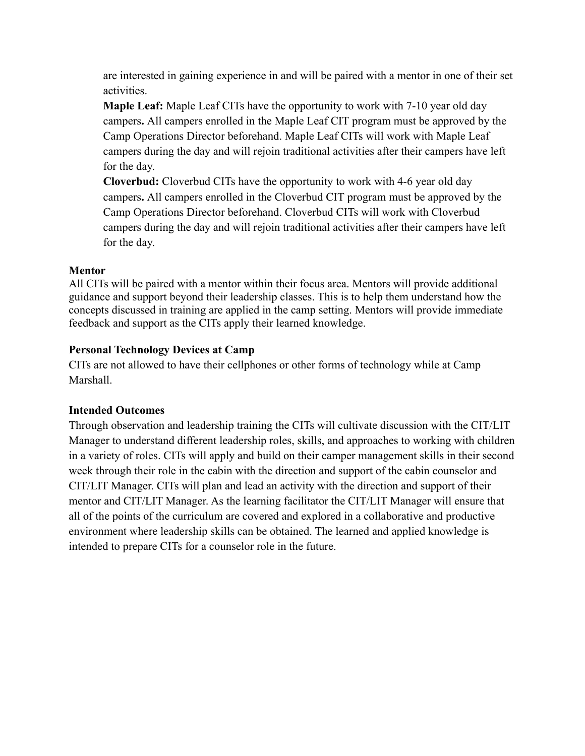are interested in gaining experience in and will be paired with a mentor in one of their set activities.

**Maple Leaf:** Maple Leaf CITs have the opportunity to work with 7-10 year old day campers**.** All campers enrolled in the Maple Leaf CIT program must be approved by the Camp Operations Director beforehand. Maple Leaf CITs will work with Maple Leaf campers during the day and will rejoin traditional activities after their campers have left for the day.

**Cloverbud:** Cloverbud CITs have the opportunity to work with 4-6 year old day campers**.** All campers enrolled in the Cloverbud CIT program must be approved by the Camp Operations Director beforehand. Cloverbud CITs will work with Cloverbud campers during the day and will rejoin traditional activities after their campers have left for the day.

**Mentor**

All CITs will be paired with a mentor within their focus area. Mentors will provide additional guidance and support beyond their leadership classes. This is to help them understand how the concepts discussed in training are applied in the camp setting. Mentors will provide immediate feedback and support as the CITs apply their learned knowledge.

**Personal Technology Devices at Camp**

CITs are not allowed to have their cellphones or other forms of technology while at Camp Marshall.

**Intended Outcomes**

Through observation and leadership training the CITs will cultivate discussion with the CIT/LIT Manager to understand different leadership roles, skills, and approaches to working with children in a variety of roles. CITs will apply and build on their camper management skills in their second week through their role in the cabin with the direction and support of the cabin counselor and CIT/LIT Manager. CITs will plan and lead an activity with the direction and support of their mentor and CIT/LIT Manager. As the learning facilitator the CIT/LIT Manager will ensure that all of the points of the curriculum are covered and explored in a collaborative and productive environment where leadership skills can be obtained. The learned and applied knowledge is intended to prepare CITs for a counselor role in the future.